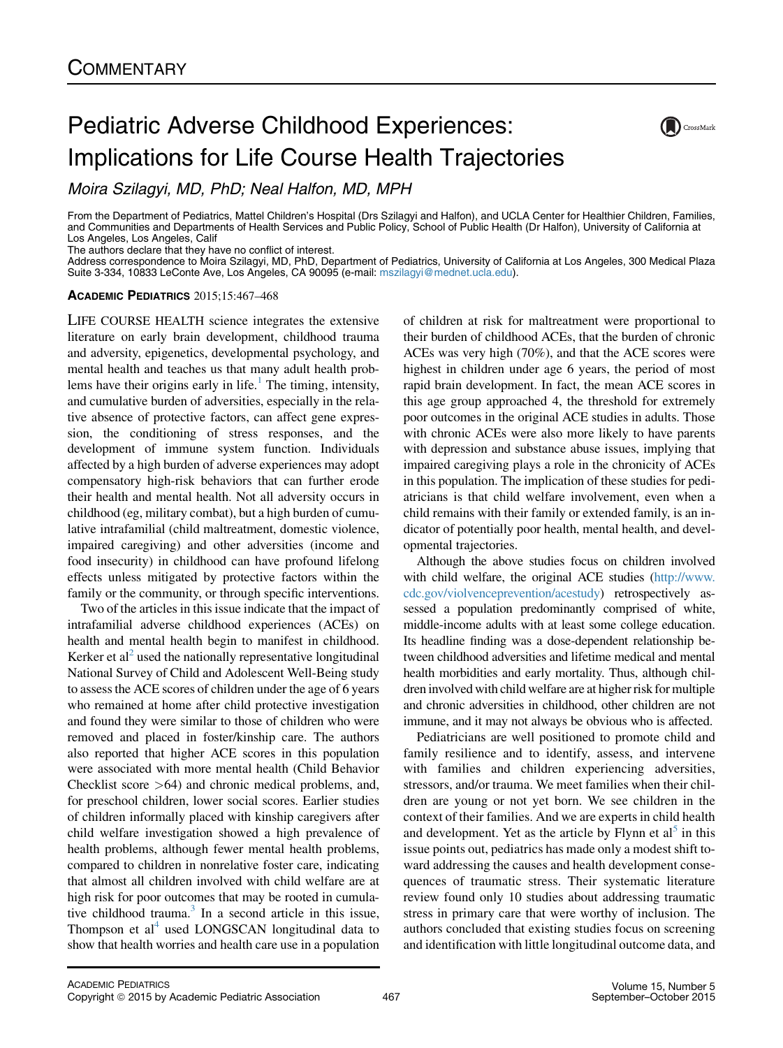COMMENTARY

# Pediatric Adverse Childhood Experiences: Implications for Life Course Health Trajectories

*Moira Szilagyi, MD, PhD; Neal Halfon, MD, MPH*

From the Department of Pediatrics, Mattel Children's Hospital (Drs Szilagyi and Halfon), and UCLA Center for Healthier Children, Families, and Communities and Departments of Health Services and Public Policy, School of Public Health (Dr Halfon), University of California at Los Angeles, Los Angeles, Calif

The authors declare that they have no conflict of interest.

Address correspondence to Moira Szilagyi, MD, PhD, Department of Pediatrics, University of California at Los Angeles, 300 Medical Plaza Suite 3-334, 10833 LeConte Ave, Los Angeles, CA 90095 (e-mail: mszilagyi@mednet.ucla.edu).

**ACADEMIC PEDIATRICS** 2015;15:467–468

LIFE COURSE HEALTH science integrates the extensive literature on early brain development, childhood trauma and adversity, epigenetics, developmental psychology, and mental health and teaches us that many adult health problems have their origins early in life.[1] The timing, intensity, and cumulative burden of adversities, especially in the relative absence of protective factors, can affect gene expression, the conditioning of stress responses, and the development of immune system function. Individuals affected by a high burden of adverse experiences may adopt compensatory high-risk behaviors that can further erode their health and mental health. Not all adversity occurs in childhood (eg, military combat), but a high burden of cumulative intrafamilial (child maltreatment, domestic violence, impaired caregiving) and other adversities (income and food insecurity) in childhood can have profound lifelong effects unless mitigated by protective factors within the family or the community, or through specific interventions.

Two of the articles in this issue indicate that the impact of intrafamilial adverse childhood experiences (ACEs) on health and mental health begin to manifest in childhood. Kerker et al[2] used the nationally representative longitudinal National Survey of Child and Adolescent Well-Being study to assess the ACE scores of children under the age of 6 years who remained at home after child protective investigation and found they were similar to those of children who were removed and placed in foster/kinship care. The authors also reported that higher ACE scores in this population were associated with more mental health (Child Behavior Checklist score >64) and chronic medical problems, and, for preschool children, lower social scores. Earlier studies of children informally placed with kinship caregivers after child welfare investigation showed a high prevalence of health problems, although fewer mental health problems, compared to children in nonrelative foster care, indicating that almost all children involved with child welfare are at high risk for poor outcomes that may be rooted in cumulative childhood trauma.[3] In a second article in this issue, Thompson et al[4] used LONGSCAN longitudinal data to show that health worries and health care use in a population of children at risk for maltreatment were proportional to their burden of childhood ACEs, that the burden of chronic ACEs was very high (70%), and that the ACE scores were highest in children under age 6 years, the period of most rapid brain development. In fact, the mean ACE scores in this age group approached 4, the threshold for extremely poor outcomes in the original ACE studies in adults. Those with chronic ACEs were also more likely to have parents with depression and substance abuse issues, implying that impaired caregiving plays a role in the chronicity of ACEs in this population. The implication of these studies for pediatricians is that child welfare involvement, even when a child remains with their family or extended family, is an indicator of potentially poor health, mental health, and developmental trajectories.

Although the above studies focus on children involved with child welfare, the original ACE studies (http://www.cdc.gov/violencepreventio/acestudy) retrospectively assessed a population predominantly comprised of white, middle-income adults with at least some college education. Its headline finding was a dose-dependent relationship between childhood adversities and lifetime medical and mental health morbidities and early mortality. Thus, although children involved with child welfare are at higher risk for multiple and chronic adversities in childhood, other children are not immune, and it may not always be obvious who is affected.

Pediatricians are well positioned to promote child and family resilience and to identify, assess, and intervene with families and children experiencing adversities, stressors, and/or trauma. We meet families when their children are young or not yet born. We see children in the context of their families. And we are experts in child health and development. Yet as the article by Flynn et al[5] in this issue points out, pediatrics has made only a modest shift toward addressing the causes and health development consequences of traumatic stress. Their systematic literature review found only 10 studies about addressing traumatic stress in primary care that were worthy of inclusion. The authors concluded that existing studies focus on screening and identification with little longitudinal outcome data, and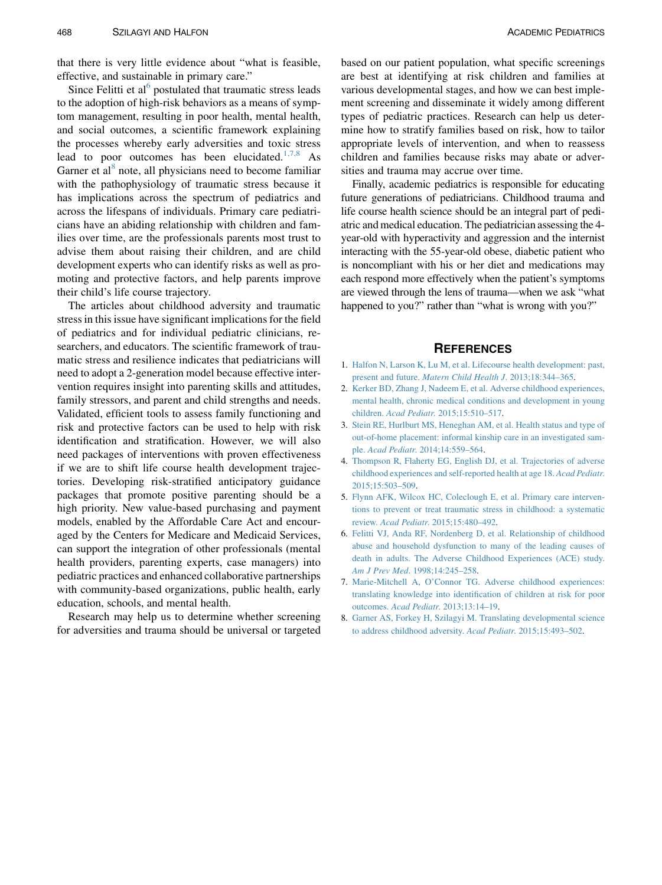that there is very little evidence about "what is feasible, effective, and sustainable in primary care."

Since Felitti et al[6] postulated that traumatic stress leads to the adoption of high-risk behaviors as a means of symptom management, resulting in poor health, mental health, and social outcomes, a scientific framework explaining the processes whereby early adversities and toxic stress lead to poor outcomes has been elucidated.[1,7,8] As Garner et al[8] note, all physicians need to become familiar with the pathophysiology of traumatic stress because it has implications across the spectrum of pediatrics and across the lifespans of individuals. Primary care pediatricians have an abiding relationship with children and families over time, are the professionals parents most trust to advise them about raising their children, and are child development experts who can identify risks as well as promoting and protective factors, and help parents improve their child's life course trajectory.

The articles about childhood adversity and traumatic stress in this issue have significant implications for the field of pediatrics and for individual pediatric clinicians, researchers, and educators. The scientific framework of traumatic stress and resilience indicates that pediatricians will need to adopt a 2-generation model because effective intervention requires insight into parenting skills and attitudes, family stressors, and parent and child strengths and needs. Validated, efficient tools to assess family functioning and risk and protective factors can be used to help with risk identification and stratification. However, we will also need packages of interventions with proven effectiveness if we are to shift life course health development trajectories. Developing risk-stratified anticipatory guidance packages that promote positive parenting should be a high priority. New value-based purchasing and payment models, enabled by the Affordable Care Act and encouraged by the Centers for Medicare and Medicaid Services, can support the integration of other professionals (mental health providers, parenting experts, case managers) into pediatric practices and enhanced collaborative partnerships with community-based organizations, public health, early education, schools, and mental health.

Research may help us to determine whether screening for adversities and trauma should be universal or targeted based on our patient population, what specific screenings are best at identifying at risk children and families at various developmental stages, and how we can best implement screening and disseminate it widely among different types of pediatric practices. Research can help us determine how to stratify families based on risk, how to tailor appropriate levels of intervention, and when to reassess children and families because risks may abate or adversities and trauma may accrue over time.

Finally, academic pediatrics is responsible for educating future generations of pediatricians. Childhood trauma and life course health science should be an integral part of pediatric and medical education. The pediatrician assessing the 4-year-old with hyperactivity and aggression and the internist interacting with the 55-year-old obese, diabetic patient who is noncompliant with his or her diet and medications may each respond more effectively when the patient's symptoms are viewed through the lens of trauma—when we ask "what happened to you?" rather than "what is wrong with you?"

## References

1. Halfon N, Larson K, Lu M, et al. Lifecourse health development: past, present and future. *Matern Child Health J*. 2013;18:344–365.
2. Kerker BD, Zhang J, Nadeem E, et al. Adverse childhood experiences, mental health, chronic medical conditions and development in young children. *Acad Pediatr.* 2015;15:510–517.
3. Stein RE, Hurlburt MS, Heneghan AM, et al. Health status and type of out-of-home placement: informal kinship care in an investigated sample. *Acad Pediatr.* 2014;14:559–564.
4. Thompson R, Flaherty EG, English DJ, et al. Trajectories of adverse childhood experiences and self-reported health at age 18. *Acad Pediatr.* 2015;15:503–509.
5. Flynn AFK, Wilcox HC, Coleclough E, et al. Primary care interventions to prevent or treat traumatic stress in childhood: a systematic review. *Acad Pediatr.* 2015;15:480–492.
6. Felitti VJ, Anda RF, Nordenberg D, et al. Relationship of childhood abuse and household dysfunction to many of the leading causes of death in adults. The Adverse Childhood Experiences (ACE) study. *Am J Prev Med*. 1998;14:245–258.
7. Marie-Mitchell A, O'Connor TG. Adverse childhood experiences: translating knowledge into identification of children at risk for poor outcomes. *Acad Pediatr.* 2013;13:14–19.
8. Garner AS, Forkey H, Szilagyi M. Translating developmental science to address childhood adversity. *Acad Pediatr.* 2015;15:493–502.